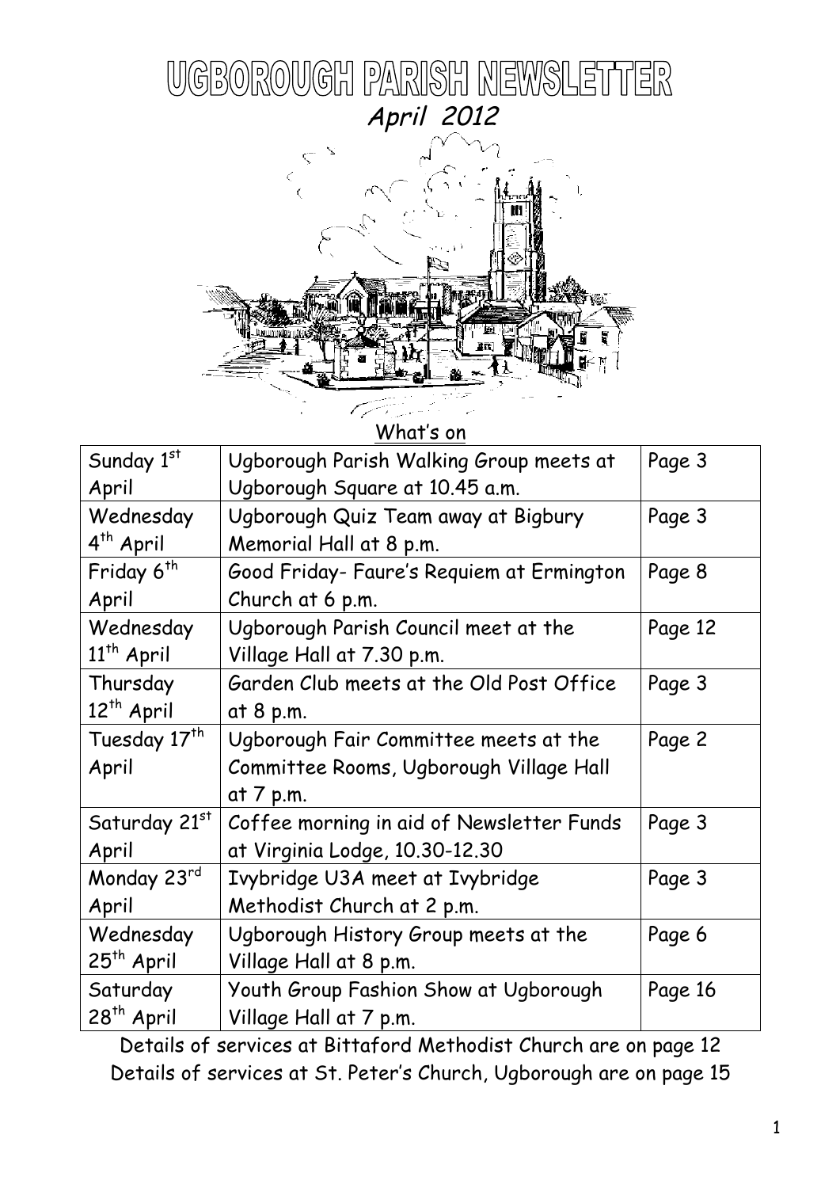# UGBOROUGH PARISH NEWSLETTER

*April 2012*

## What's on

| | | |
|---|---|---|
| Sunday 1st April | Ugborough Parish Walking Group meets at Ugborough Square at 10.45 a.m. | Page 3 |
| Wednesday 4th April | Ugborough Quiz Team away at Bigbury Memorial Hall at 8 p.m. | Page 3 |
| Friday 6th April | Good Friday- Faure's Requiem at Ermington Church at 6 p.m. | Page 8 |
| Wednesday 11th April | Ugborough Parish Council meet at the Village Hall at 7.30 p.m. | Page 12 |
| Thursday 12th April | Garden Club meets at the Old Post Office at 8 p.m. | Page 3 |
| Tuesday 17th April | Ugborough Fair Committee meets at the Committee Rooms, Ugborough Village Hall at 7 p.m. | Page 2 |
| Saturday 21st April | Coffee morning in aid of Newsletter Funds at Virginia Lodge, 10.30-12.30 | Page 3 |
| Monday 23rd April | Ivybridge U3A meet at Ivybridge Methodist Church at 2 p.m. | Page 3 |
| Wednesday 25th April | Ugborough History Group meets at the Village Hall at 8 p.m. | Page 6 |
| Saturday 28th April | Youth Group Fashion Show at Ugborough Village Hall at 7 p.m. | Page 16 |

Details of services at Bittaford Methodist Church are on page 12
Details of services at St. Peter's Church, Ugborough are on page 15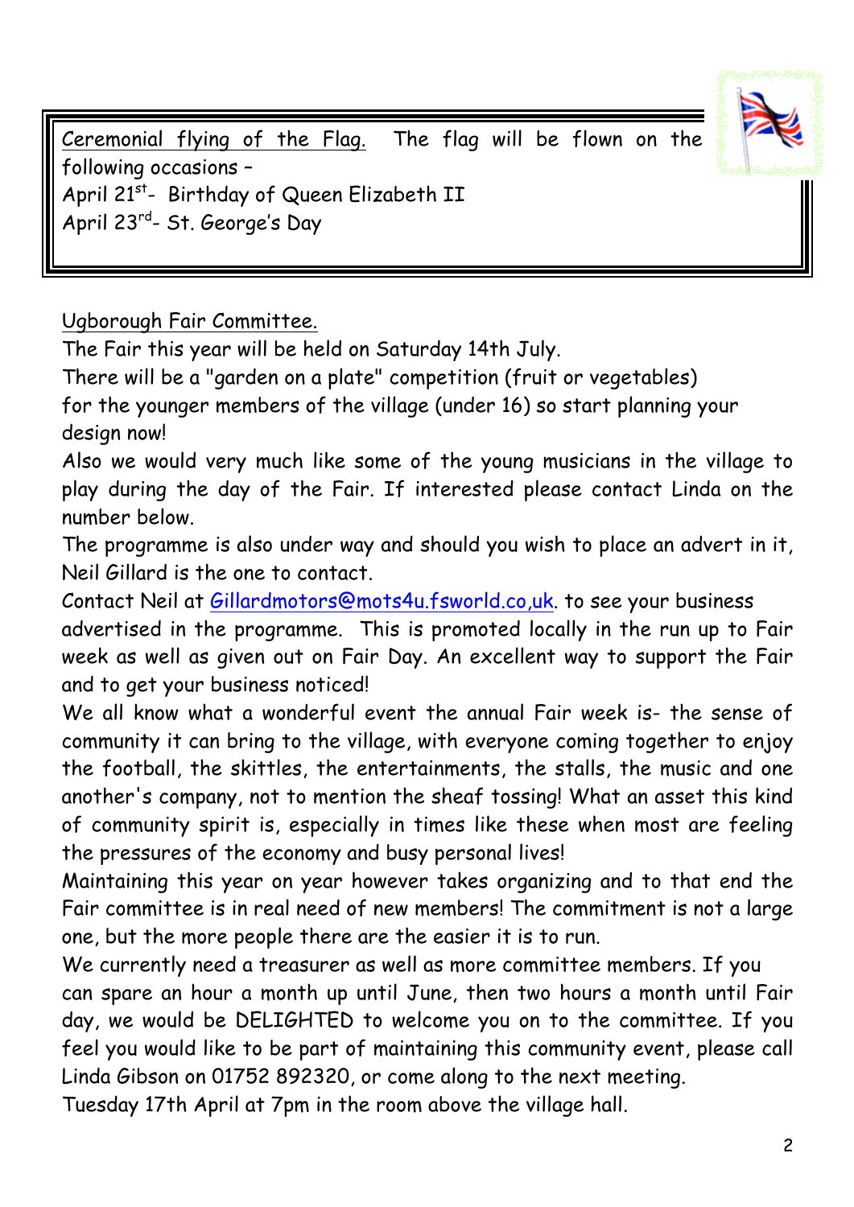Ceremonial flying of the Flag. The flag will be flown on the following occasions –

April 21st- Birthday of Queen Elizabeth II

April 23rd- St. George's Day

Ugborough Fair Committee.

The Fair this year will be held on Saturday 14th July.

There will be a "garden on a plate" competition (fruit or vegetables) for the younger members of the village (under 16) so start planning your design now!

Also we would very much like some of the young musicians in the village to play during the day of the Fair. If interested please contact Linda on the number below.

The programme is also under way and should you wish to place an advert in it, Neil Gillard is the one to contact.

Contact Neil at Gillardmotors@mots4u.fsworld.co,uk. to see your business advertised in the programme. This is promoted locally in the run up to Fair week as well as given out on Fair Day. An excellent way to support the Fair and to get your business noticed!

We all know what a wonderful event the annual Fair week is- the sense of community it can bring to the village, with everyone coming together to enjoy the football, the skittles, the entertainments, the stalls, the music and one another's company, not to mention the sheaf tossing! What an asset this kind of community spirit is, especially in times like these when most are feeling the pressures of the economy and busy personal lives!

Maintaining this year on year however takes organizing and to that end the Fair committee is in real need of new members! The commitment is not a large one, but the more people there are the easier it is to run.

We currently need a treasurer as well as more committee members. If you can spare an hour a month up until June, then two hours a month until Fair day, we would be DELIGHTED to welcome you on to the committee. If you feel you would like to be part of maintaining this community event, please call Linda Gibson on 01752 892320, or come along to the next meeting.

Tuesday 17th April at 7pm in the room above the village hall.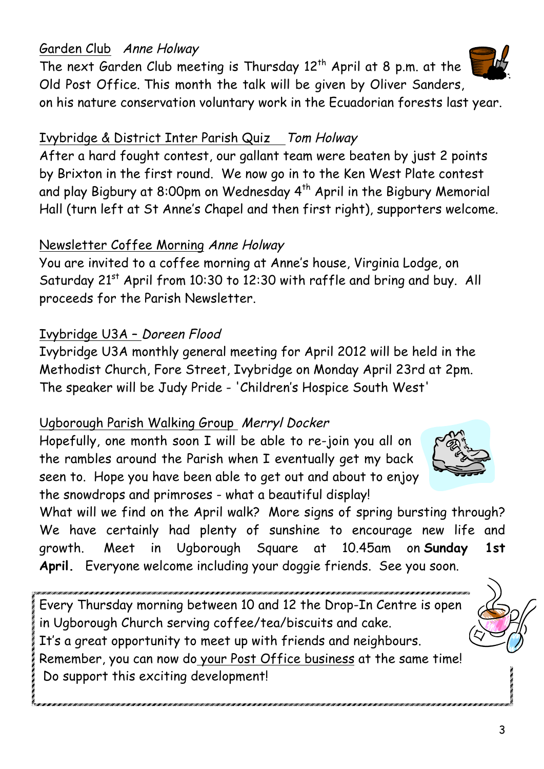## Garden Club *Anne Holway*

The next Garden Club meeting is Thursday 12th April at 8 p.m. at the Old Post Office. This month the talk will be given by Oliver Sanders, on his nature conservation voluntary work in the Ecuadorian forests last year.

## Ivybridge & District Inter Parish Quiz *Tom Holway*

After a hard fought contest, our gallant team were beaten by just 2 points by Brixton in the first round. We now go in to the Ken West Plate contest and play Bigbury at 8:00pm on Wednesday 4th April in the Bigbury Memorial Hall (turn left at St Anne's Chapel and then first right), supporters welcome.

## Newsletter Coffee Morning *Anne Holway*

You are invited to a coffee morning at Anne's house, Virginia Lodge, on Saturday 21st April from 10:30 to 12:30 with raffle and bring and buy. All proceeds for the Parish Newsletter.

## Ivybridge U3A – *Doreen Flood*

Ivybridge U3A monthly general meeting for April 2012 will be held in the Methodist Church, Fore Street, Ivybridge on Monday April 23rd at 2pm. The speaker will be Judy Pride - 'Children's Hospice South West'

## Ugborough Parish Walking Group *Merryl Docker*

Hopefully, one month soon I will be able to re-join you all on the rambles around the Parish when I eventually get my back seen to. Hope you have been able to get out and about to enjoy the snowdrops and primroses - what a beautiful display!

What will we find on the April walk? More signs of spring bursting through? We have certainly had plenty of sunshine to encourage new life and growth. Meet in Ugborough Square at 10.45am on **Sunday 1st April.** Everyone welcome including your doggie friends. See you soon.

---

Every Thursday morning between 10 and 12 the Drop-In Centre is open in Ugborough Church serving coffee/tea/biscuits and cake.
It's a great opportunity to meet up with friends and neighbours.
Remember, you can now do your Post Office business at the same time!
Do support this exciting development!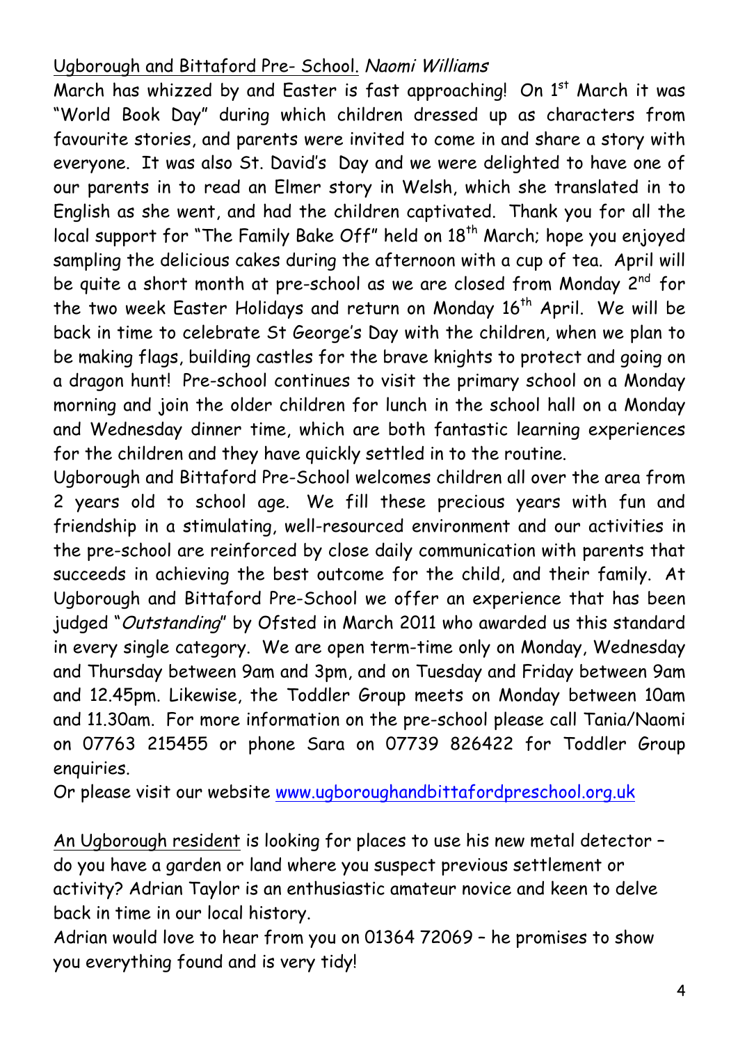Ugborough and Bittaford Pre- School. *Naomi Williams*

March has whizzed by and Easter is fast approaching! On 1st March it was "World Book Day" during which children dressed up as characters from favourite stories, and parents were invited to come in and share a story with everyone. It was also St. David's Day and we were delighted to have one of our parents in to read an Elmer story in Welsh, which she translated in to English as she went, and had the children captivated. Thank you for all the local support for "The Family Bake Off" held on 18th March; hope you enjoyed sampling the delicious cakes during the afternoon with a cup of tea. April will be quite a short month at pre-school as we are closed from Monday 2nd for the two week Easter Holidays and return on Monday 16th April. We will be back in time to celebrate St George's Day with the children, when we plan to be making flags, building castles for the brave knights to protect and going on a dragon hunt! Pre-school continues to visit the primary school on a Monday morning and join the older children for lunch in the school hall on a Monday and Wednesday dinner time, which are both fantastic learning experiences for the children and they have quickly settled in to the routine.

Ugborough and Bittaford Pre-School welcomes children all over the area from 2 years old to school age. We fill these precious years with fun and friendship in a stimulating, well-resourced environment and our activities in the pre-school are reinforced by close daily communication with parents that succeeds in achieving the best outcome for the child, and their family. At Ugborough and Bittaford Pre-School we offer an experience that has been judged "*Outstanding*" by Ofsted in March 2011 who awarded us this standard in every single category. We are open term-time only on Monday, Wednesday and Thursday between 9am and 3pm, and on Tuesday and Friday between 9am and 12.45pm. Likewise, the Toddler Group meets on Monday between 10am and 11.30am. For more information on the pre-school please call Tania/Naomi on 07763 215455 or phone Sara on 07739 826422 for Toddler Group enquiries.

Or please visit our website www.ugboroughandbittafordpreschool.org.uk

An Ugborough resident is looking for places to use his new metal detector – do you have a garden or land where you suspect previous settlement or activity? Adrian Taylor is an enthusiastic amateur novice and keen to delve back in time in our local history.

Adrian would love to hear from you on 01364 72069 – he promises to show you everything found and is very tidy!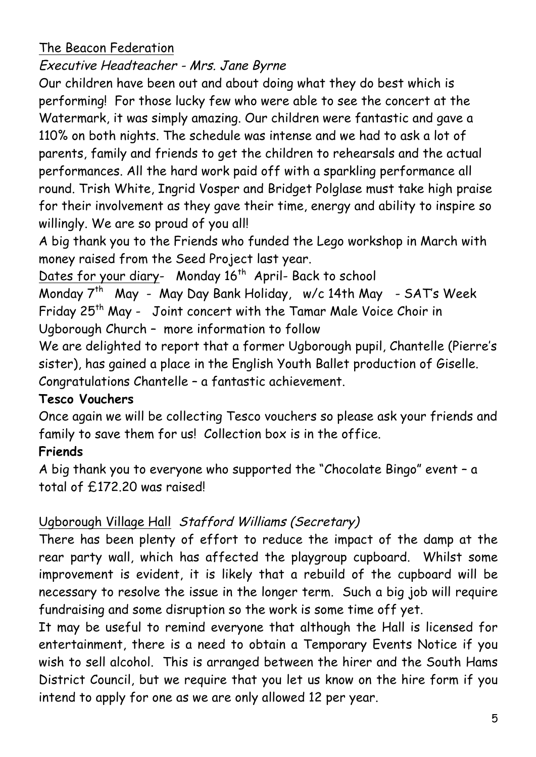## The Beacon Federation

*Executive Headteacher - Mrs. Jane Byrne*

Our children have been out and about doing what they do best which is performing! For those lucky few who were able to see the concert at the Watermark, it was simply amazing. Our children were fantastic and gave a 110% on both nights. The schedule was intense and we had to ask a lot of parents, family and friends to get the children to rehearsals and the actual performances. All the hard work paid off with a sparkling performance all round. Trish White, Ingrid Vosper and Bridget Polglase must take high praise for their involvement as they gave their time, energy and ability to inspire so willingly. We are so proud of you all!

A big thank you to the Friends who funded the Lego workshop in March with money raised from the Seed Project last year.

Dates for your diary- Monday 16th April- Back to school

Monday 7th May - May Day Bank Holiday, w/c 14th May - SAT's Week

Friday 25th May - Joint concert with the Tamar Male Voice Choir in Ugborough Church – more information to follow

We are delighted to report that a former Ugborough pupil, Chantelle (Pierre's sister), has gained a place in the English Youth Ballet production of Giselle. Congratulations Chantelle – a fantastic achievement.

**Tesco Vouchers**

Once again we will be collecting Tesco vouchers so please ask your friends and family to save them for us! Collection box is in the office.

**Friends**

A big thank you to everyone who supported the "Chocolate Bingo" event – a total of £172.20 was raised!

## Ugborough Village Hall *Stafford Williams (Secretary)*

There has been plenty of effort to reduce the impact of the damp at the rear party wall, which has affected the playgroup cupboard. Whilst some improvement is evident, it is likely that a rebuild of the cupboard will be necessary to resolve the issue in the longer term. Such a big job will require fundraising and some disruption so the work is some time off yet.

It may be useful to remind everyone that although the Hall is licensed for entertainment, there is a need to obtain a Temporary Events Notice if you wish to sell alcohol. This is arranged between the hirer and the South Hams District Council, but we require that you let us know on the hire form if you intend to apply for one as we are only allowed 12 per year.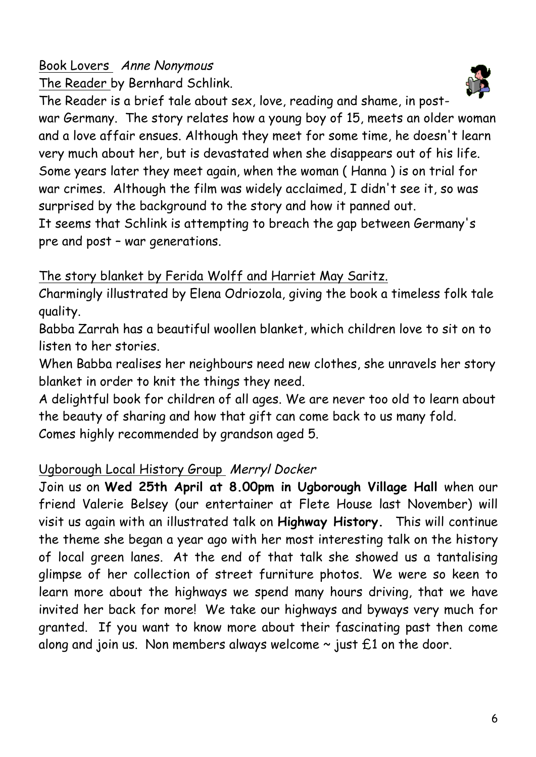Book Lovers *Anne Nonymous*

The Reader by Bernhard Schlink.

The Reader is a brief tale about sex, love, reading and shame, in post-war Germany. The story relates how a young boy of 15, meets an older woman and a love affair ensues. Although they meet for some time, he doesn't learn very much about her, but is devastated when she disappears out of his life. Some years later they meet again, when the woman ( Hanna ) is on trial for war crimes. Although the film was widely acclaimed, I didn't see it, so was surprised by the background to the story and how it panned out.

It seems that Schlink is attempting to breach the gap between Germany's pre and post – war generations.

The story blanket by Ferida Wolff and Harriet May Saritz.

Charmingly illustrated by Elena Odriozola, giving the book a timeless folk tale quality.

Babba Zarrah has a beautiful woollen blanket, which children love to sit on to listen to her stories.

When Babba realises her neighbours need new clothes, she unravels her story blanket in order to knit the things they need.

A delightful book for children of all ages. We are never too old to learn about the beauty of sharing and how that gift can come back to us many fold.

Comes highly recommended by grandson aged 5.

Ugborough Local History Group *Merryl Docker*

Join us on **Wed 25th April at 8.00pm in Ugborough Village Hall** when our friend Valerie Belsey (our entertainer at Flete House last November) will visit us again with an illustrated talk on **Highway History.** This will continue the theme she began a year ago with her most interesting talk on the history of local green lanes. At the end of that talk she showed us a tantalising glimpse of her collection of street furniture photos. We were so keen to learn more about the highways we spend many hours driving, that we have invited her back for more! We take our highways and byways very much for granted. If you want to know more about their fascinating past then come along and join us. Non members always welcome ~ just £1 on the door.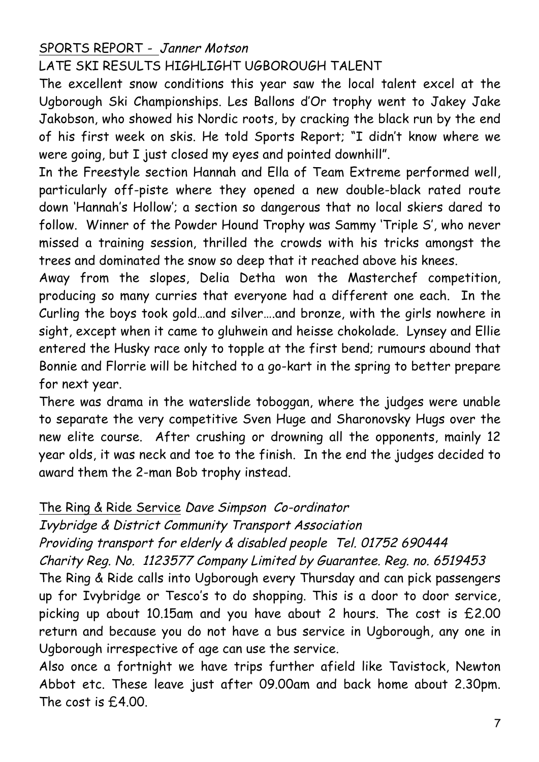## SPORTS REPORT - *Janner Motson*

### LATE SKI RESULTS HIGHLIGHT UGBOROUGH TALENT

The excellent snow conditions this year saw the local talent excel at the Ugborough Ski Championships. Les Ballons d'Or trophy went to Jakey Jake Jakobson, who showed his Nordic roots, by cracking the black run by the end of his first week on skis. He told Sports Report; "I didn't know where we were going, but I just closed my eyes and pointed downhill".

In the Freestyle section Hannah and Ella of Team Extreme performed well, particularly off-piste where they opened a new double-black rated route down 'Hannah's Hollow'; a section so dangerous that no local skiers dared to follow. Winner of the Powder Hound Trophy was Sammy 'Triple S', who never missed a training session, thrilled the crowds with his tricks amongst the trees and dominated the snow so deep that it reached above his knees.

Away from the slopes, Delia Detha won the Masterchef competition, producing so many curries that everyone had a different one each. In the Curling the boys took gold…and silver….and bronze, with the girls nowhere in sight, except when it came to gluhwein and heisse chokolade. Lynsey and Ellie entered the Husky race only to topple at the first bend; rumours abound that Bonnie and Florrie will be hitched to a go-kart in the spring to better prepare for next year.

There was drama in the waterslide toboggan, where the judges were unable to separate the very competitive Sven Huge and Sharonovsky Hugs over the new elite course. After crushing or drowning all the opponents, mainly 12 year olds, it was neck and toe to the finish. In the end the judges decided to award them the 2-man Bob trophy instead.

## The Ring & Ride Service *Dave Simpson Co-ordinator*

*Ivybridge & District Community Transport Association*

*Providing transport for elderly & disabled people Tel. 01752 690444*

*Charity Reg. No. 1123577 Company Limited by Guarantee. Reg. no. 6519453*

The Ring & Ride calls into Ugborough every Thursday and can pick passengers up for Ivybridge or Tesco's to do shopping. This is a door to door service, picking up about 10.15am and you have about 2 hours. The cost is £2.00 return and because you do not have a bus service in Ugborough, any one in Ugborough irrespective of age can use the service.

Also once a fortnight we have trips further afield like Tavistock, Newton Abbot etc. These leave just after 09.00am and back home about 2.30pm. The cost is £4.00.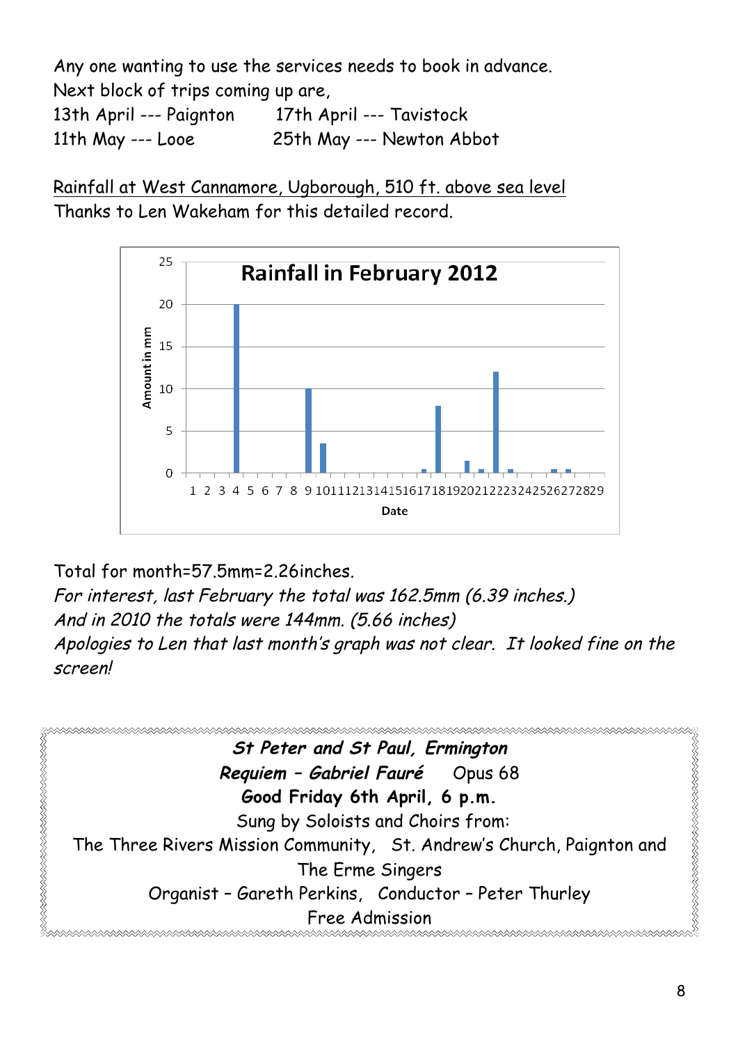Any one wanting to use the services needs to book in advance.
Next block of trips coming up are,

13th April --- Paignton    17th April --- Tavistock
11th May --- Looe    25th May --- Newton Abbot

Rainfall at West Cannamore, Ugborough, 510 ft. above sea level
Thanks to Len Wakeham for this detailed record.

**Rainfall in February 2012**

Total for month=57.5mm=2.26inches.

*For interest, last February the total was 162.5mm (6.39 inches.)*
*And in 2010 the totals were 144mm. (5.66 inches)*
*Apologies to Len that last month's graph was not clear. It looked fine on the screen!*

---

***St Peter and St Paul, Ermington***
***Requiem – Gabriel Fauré*** Opus 68
**Good Friday 6th April, 6 p.m.**
Sung by Soloists and Choirs from:
The Three Rivers Mission Community, St. Andrew's Church, Paignton and The Erme Singers
Organist – Gareth Perkins, Conductor – Peter Thurley
Free Admission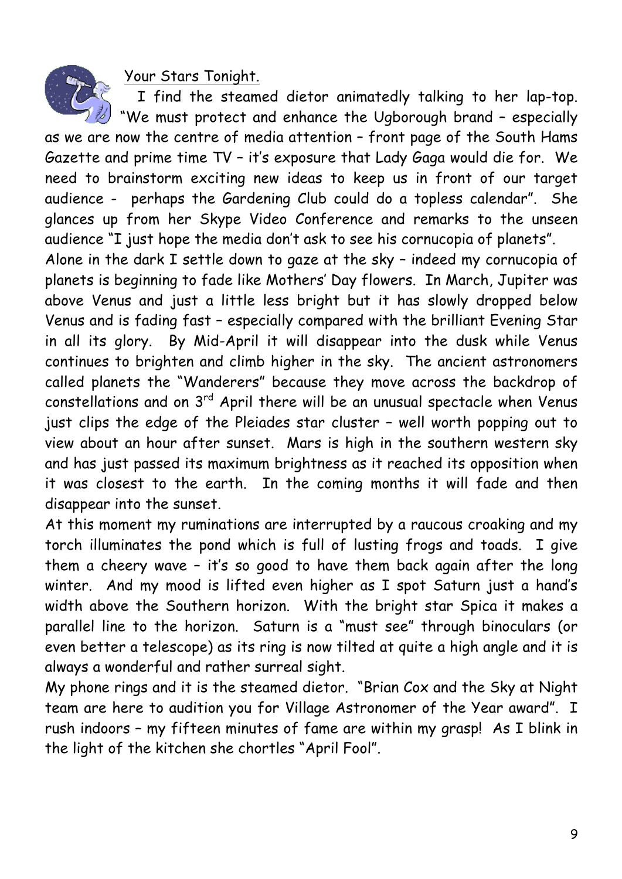## Your Stars Tonight.

I find the steamed dietor animatedly talking to her lap-top. "We must protect and enhance the Ugborough brand – especially as we are now the centre of media attention – front page of the South Hams Gazette and prime time TV – it's exposure that Lady Gaga would die for. We need to brainstorm exciting new ideas to keep us in front of our target audience - perhaps the Gardening Club could do a topless calendar". She glances up from her Skype Video Conference and remarks to the unseen audience "I just hope the media don't ask to see his cornucopia of planets".

Alone in the dark I settle down to gaze at the sky – indeed my cornucopia of planets is beginning to fade like Mothers' Day flowers. In March, Jupiter was above Venus and just a little less bright but it has slowly dropped below Venus and is fading fast – especially compared with the brilliant Evening Star in all its glory. By Mid-April it will disappear into the dusk while Venus continues to brighten and climb higher in the sky. The ancient astronomers called planets the "Wanderers" because they move across the backdrop of constellations and on 3rd April there will be an unusual spectacle when Venus just clips the edge of the Pleiades star cluster – well worth popping out to view about an hour after sunset. Mars is high in the southern western sky and has just passed its maximum brightness as it reached its opposition when it was closest to the earth. In the coming months it will fade and then disappear into the sunset.

At this moment my ruminations are interrupted by a raucous croaking and my torch illuminates the pond which is full of lusting frogs and toads. I give them a cheery wave – it's so good to have them back again after the long winter. And my mood is lifted even higher as I spot Saturn just a hand's width above the Southern horizon. With the bright star Spica it makes a parallel line to the horizon. Saturn is a "must see" through binoculars (or even better a telescope) as its ring is now tilted at quite a high angle and it is always a wonderful and rather surreal sight.

My phone rings and it is the steamed dietor. "Brian Cox and the Sky at Night team are here to audition you for Village Astronomer of the Year award". I rush indoors – my fifteen minutes of fame are within my grasp! As I blink in the light of the kitchen she chortles "April Fool".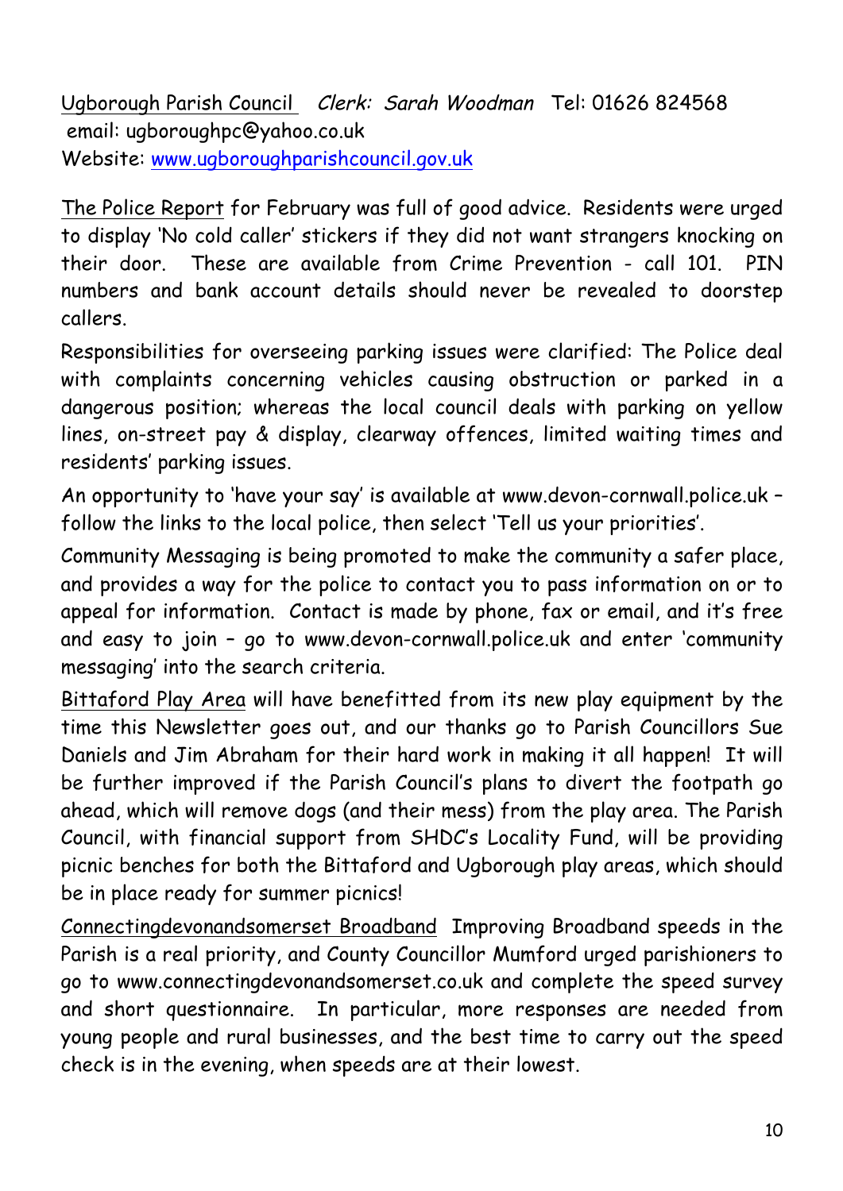Ugborough Parish Council *Clerk: Sarah Woodman* Tel: 01626 824568
email: ugboroughpc@yahoo.co.uk
Website: [www.ugboroughparishcouncil.gov.uk](www.ugboroughparishcouncil.gov.uk)

The Police Report for February was full of good advice. Residents were urged to display 'No cold caller' stickers if they did not want strangers knocking on their door. These are available from Crime Prevention - call 101. PIN numbers and bank account details should never be revealed to doorstep callers.

Responsibilities for overseeing parking issues were clarified: The Police deal with complaints concerning vehicles causing obstruction or parked in a dangerous position; whereas the local council deals with parking on yellow lines, on-street pay & display, clearway offences, limited waiting times and residents' parking issues.

An opportunity to 'have your say' is available at www.devon-cornwall.police.uk – follow the links to the local police, then select 'Tell us your priorities'.

Community Messaging is being promoted to make the community a safer place, and provides a way for the police to contact you to pass information on or to appeal for information. Contact is made by phone, fax or email, and it's free and easy to join – go to www.devon-cornwall.police.uk and enter 'community messaging' into the search criteria.

Bittaford Play Area will have benefitted from its new play equipment by the time this Newsletter goes out, and our thanks go to Parish Councillors Sue Daniels and Jim Abraham for their hard work in making it all happen! It will be further improved if the Parish Council's plans to divert the footpath go ahead, which will remove dogs (and their mess) from the play area. The Parish Council, with financial support from SHDC's Locality Fund, will be providing picnic benches for both the Bittaford and Ugborough play areas, which should be in place ready for summer picnics!

Connectingdevonandsomerset Broadband Improving Broadband speeds in the Parish is a real priority, and County Councillor Mumford urged parishioners to go to www.connectingdevonandsomerset.co.uk and complete the speed survey and short questionnaire. In particular, more responses are needed from young people and rural businesses, and the best time to carry out the speed check is in the evening, when speeds are at their lowest.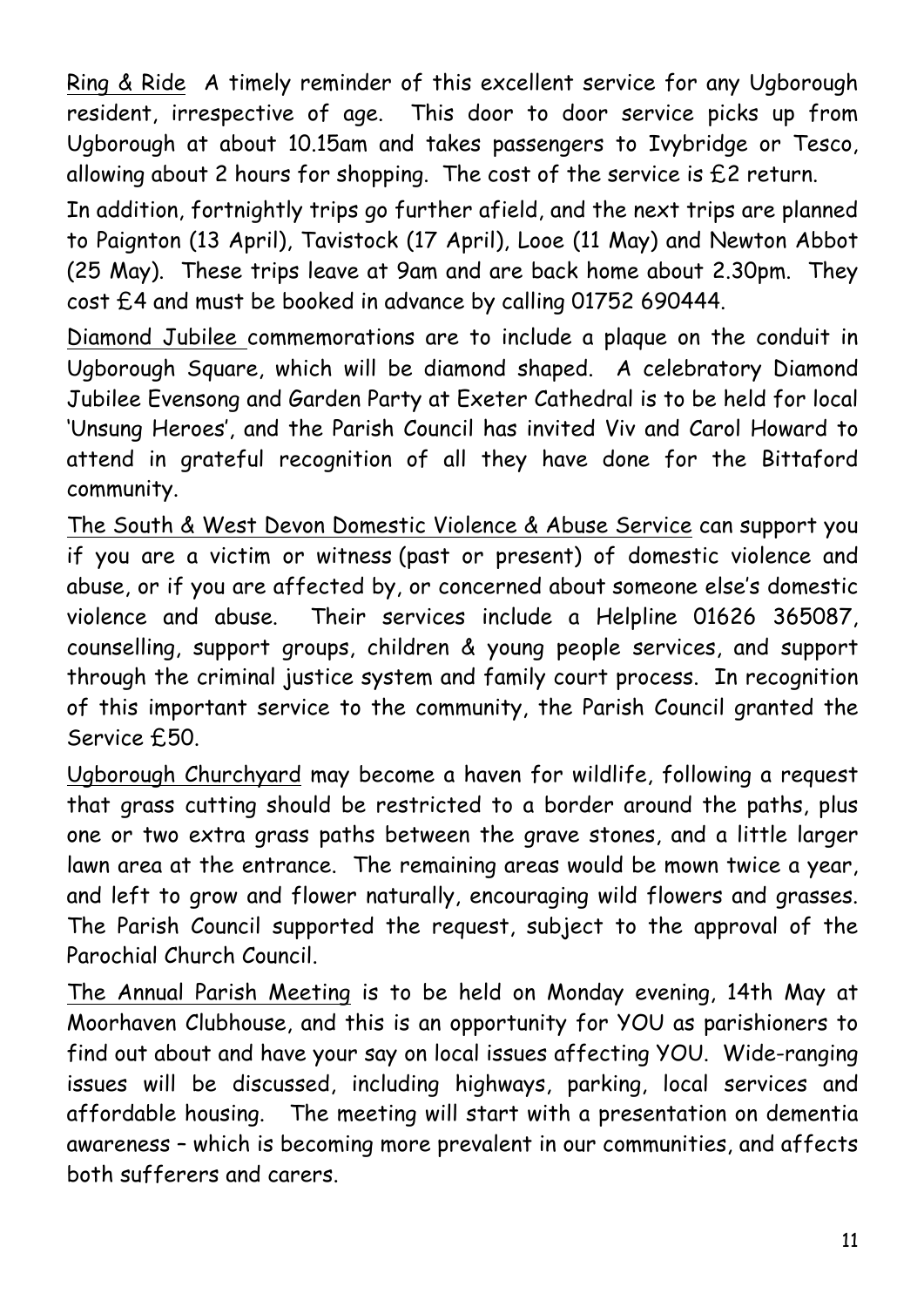<u>Ring & Ride</u> A timely reminder of this excellent service for any Ugborough resident, irrespective of age. This door to door service picks up from Ugborough at about 10.15am and takes passengers to Ivybridge or Tesco, allowing about 2 hours for shopping. The cost of the service is £2 return.

In addition, fortnightly trips go further afield, and the next trips are planned to Paignton (13 April), Tavistock (17 April), Looe (11 May) and Newton Abbot (25 May). These trips leave at 9am and are back home about 2.30pm. They cost £4 and must be booked in advance by calling 01752 690444.

<u>Diamond Jubilee</u> commemorations are to include a plaque on the conduit in Ugborough Square, which will be diamond shaped. A celebratory Diamond Jubilee Evensong and Garden Party at Exeter Cathedral is to be held for local 'Unsung Heroes', and the Parish Council has invited Viv and Carol Howard to attend in grateful recognition of all they have done for the Bittaford community.

<u>The South & West Devon Domestic Violence & Abuse Service</u> can support you if you are a victim or witness (past or present) of domestic violence and abuse, or if you are affected by, or concerned about someone else's domestic violence and abuse. Their services include a Helpline 01626 365087, counselling, support groups, children & young people services, and support through the criminal justice system and family court process. In recognition of this important service to the community, the Parish Council granted the Service £50.

<u>Ugborough Churchyard</u> may become a haven for wildlife, following a request that grass cutting should be restricted to a border around the paths, plus one or two extra grass paths between the grave stones, and a little larger lawn area at the entrance. The remaining areas would be mown twice a year, and left to grow and flower naturally, encouraging wild flowers and grasses. The Parish Council supported the request, subject to the approval of the Parochial Church Council.

<u>The Annual Parish Meeting</u> is to be held on Monday evening, 14th May at Moorhaven Clubhouse, and this is an opportunity for YOU as parishioners to find out about and have your say on local issues affecting YOU. Wide-ranging issues will be discussed, including highways, parking, local services and affordable housing. The meeting will start with a presentation on dementia awareness – which is becoming more prevalent in our communities, and affects both sufferers and carers.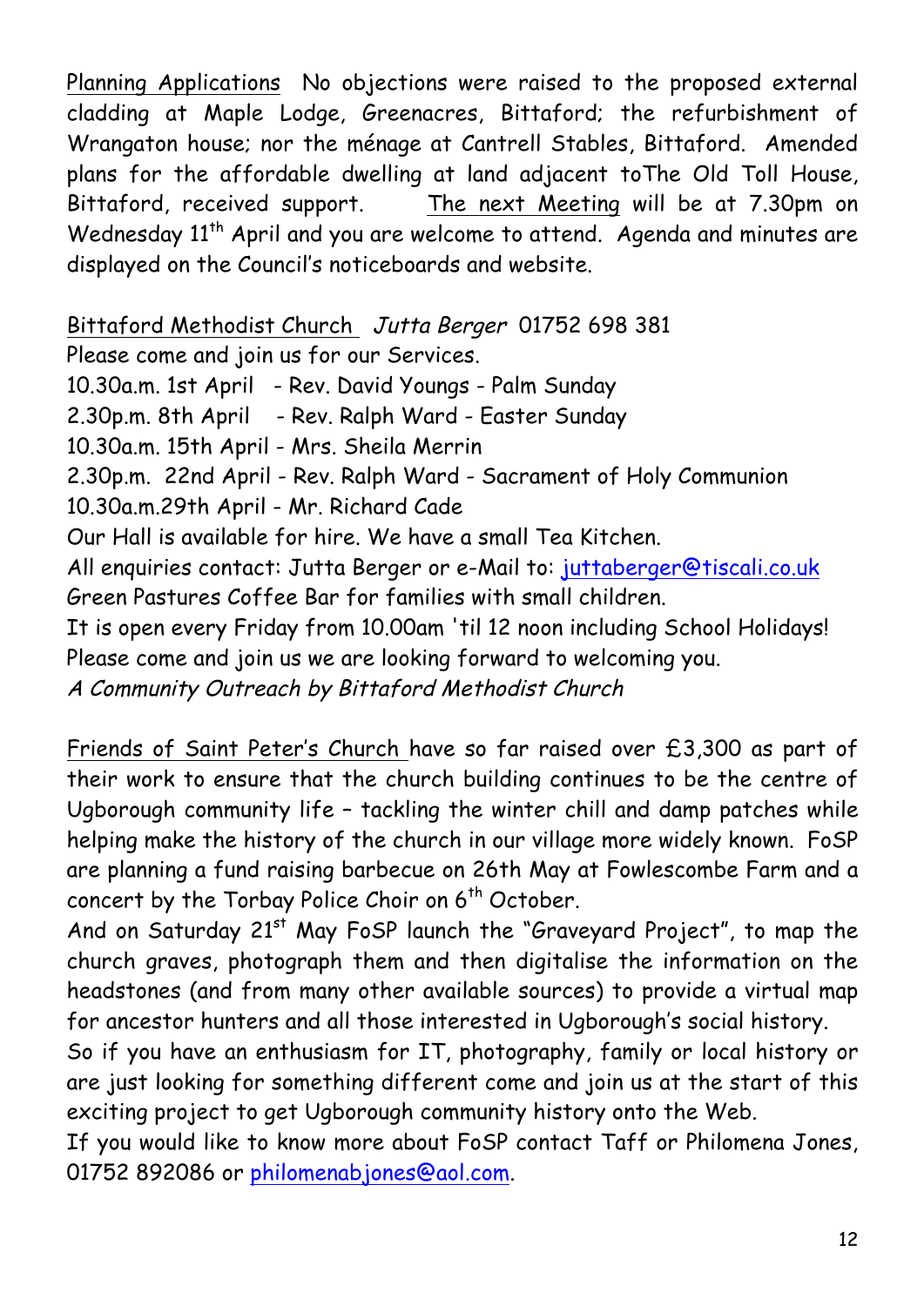Planning Applications No objections were raised to the proposed external cladding at Maple Lodge, Greenacres, Bittaford; the refurbishment of Wrangaton house; nor the ménage at Cantrell Stables, Bittaford. Amended plans for the affordable dwelling at land adjacent toThe Old Toll House, Bittaford, received support. The next Meeting will be at 7.30pm on Wednesday 11th April and you are welcome to attend. Agenda and minutes are displayed on the Council's noticeboards and website.

Bittaford Methodist Church *Jutta Berger* 01752 698 381

Please come and join us for our Services.

10.30a.m. 1st April - Rev. David Youngs - Palm Sunday

2.30p.m. 8th April - Rev. Ralph Ward - Easter Sunday

10.30a.m. 15th April - Mrs. Sheila Merrin

2.30p.m. 22nd April - Rev. Ralph Ward - Sacrament of Holy Communion

10.30a.m.29th April - Mr. Richard Cade

Our Hall is available for hire. We have a small Tea Kitchen.

All enquiries contact: Jutta Berger or e-Mail to: juttaberger@tiscali.co.uk

Green Pastures Coffee Bar for families with small children.

It is open every Friday from 10.00am 'til 12 noon including School Holidays!

Please come and join us we are looking forward to welcoming you.

*A Community Outreach by Bittaford Methodist Church*

Friends of Saint Peter's Church have so far raised over £3,300 as part of their work to ensure that the church building continues to be the centre of Ugborough community life – tackling the winter chill and damp patches while helping make the history of the church in our village more widely known. FoSP are planning a fund raising barbecue on 26th May at Fowlescombe Farm and a concert by the Torbay Police Choir on 6th October.

And on Saturday 21st May FoSP launch the "Graveyard Project", to map the church graves, photograph them and then digitalise the information on the headstones (and from many other available sources) to provide a virtual map for ancestor hunters and all those interested in Ugborough's social history.

So if you have an enthusiasm for IT, photography, family or local history or are just looking for something different come and join us at the start of this exciting project to get Ugborough community history onto the Web.

If you would like to know more about FoSP contact Taff or Philomena Jones, 01752 892086 or philomenabjones@aol.com.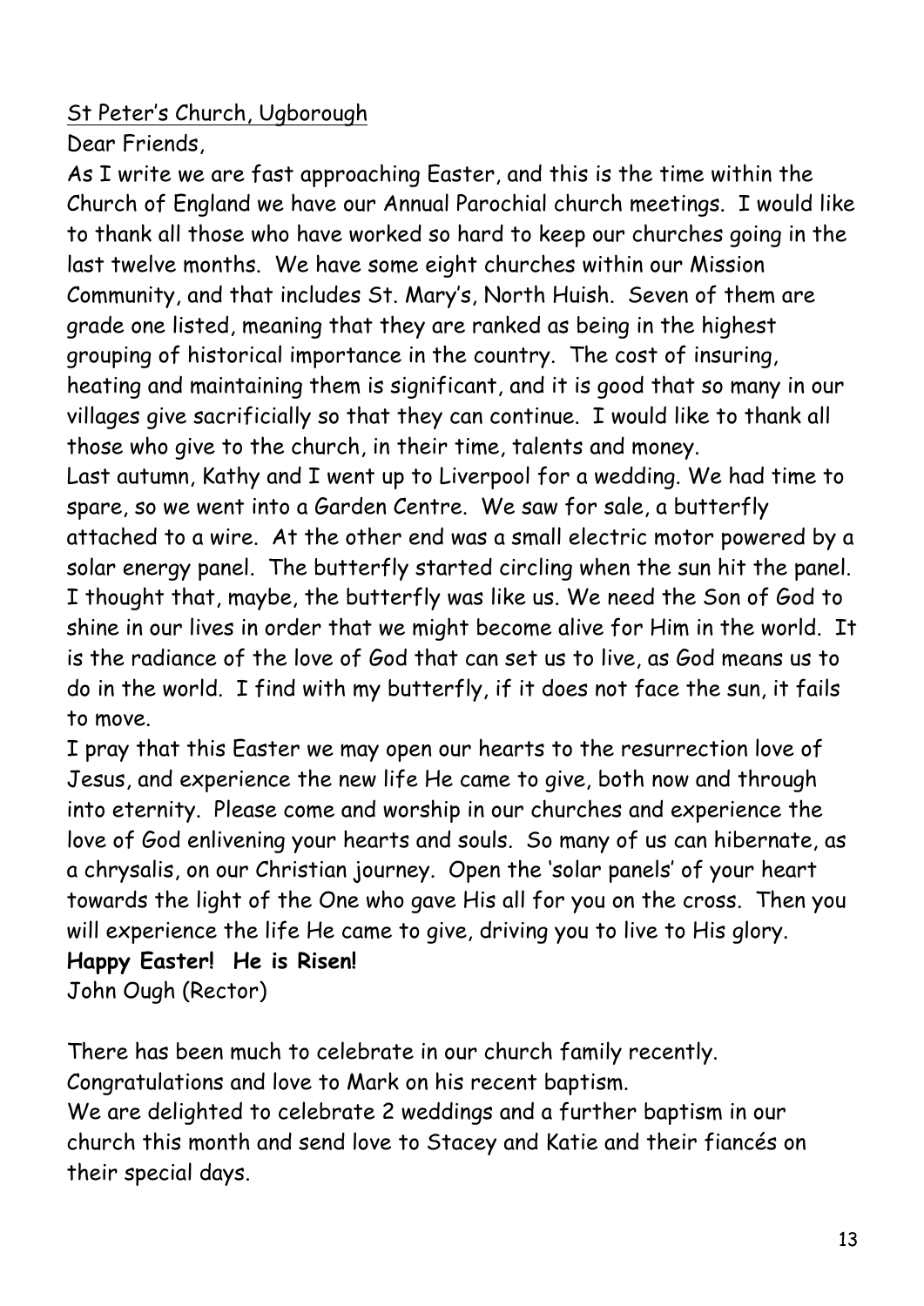St Peter's Church, Ugborough

Dear Friends,

As I write we are fast approaching Easter, and this is the time within the Church of England we have our Annual Parochial church meetings. I would like to thank all those who have worked so hard to keep our churches going in the last twelve months. We have some eight churches within our Mission Community, and that includes St. Mary's, North Huish. Seven of them are grade one listed, meaning that they are ranked as being in the highest grouping of historical importance in the country. The cost of insuring, heating and maintaining them is significant, and it is good that so many in our villages give sacrificially so that they can continue. I would like to thank all those who give to the church, in their time, talents and money.

Last autumn, Kathy and I went up to Liverpool for a wedding. We had time to spare, so we went into a Garden Centre. We saw for sale, a butterfly attached to a wire. At the other end was a small electric motor powered by a solar energy panel. The butterfly started circling when the sun hit the panel. I thought that, maybe, the butterfly was like us. We need the Son of God to shine in our lives in order that we might become alive for Him in the world. It is the radiance of the love of God that can set us to live, as God means us to do in the world. I find with my butterfly, if it does not face the sun, it fails to move.

I pray that this Easter we may open our hearts to the resurrection love of Jesus, and experience the new life He came to give, both now and through into eternity. Please come and worship in our churches and experience the love of God enlivening your hearts and souls. So many of us can hibernate, as a chrysalis, on our Christian journey. Open the 'solar panels' of your heart towards the light of the One who gave His all for you on the cross. Then you will experience the life He came to give, driving you to live to His glory.

**Happy Easter! He is Risen!**

John Ough (Rector)

There has been much to celebrate in our church family recently.

Congratulations and love to Mark on his recent baptism.

We are delighted to celebrate 2 weddings and a further baptism in our church this month and send love to Stacey and Katie and their fiancés on their special days.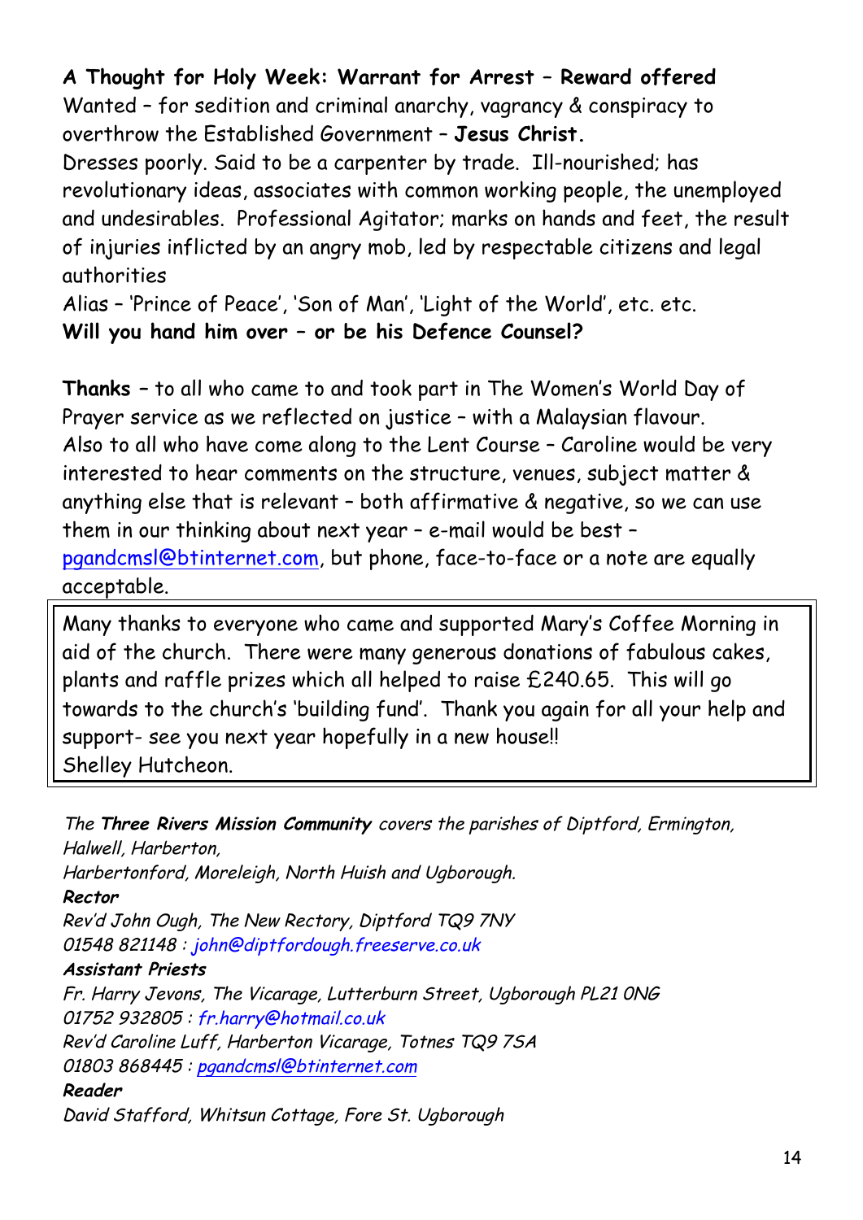**A Thought for Holy Week: Warrant for Arrest – Reward offered**
Wanted – for sedition and criminal anarchy, vagrancy & conspiracy to overthrow the Established Government – **Jesus Christ.**
Dresses poorly. Said to be a carpenter by trade. Ill-nourished; has revolutionary ideas, associates with common working people, the unemployed and undesirables. Professional Agitator; marks on hands and feet, the result of injuries inflicted by an angry mob, led by respectable citizens and legal authorities
Alias – 'Prince of Peace', 'Son of Man', 'Light of the World', etc. etc.
**Will you hand him over – or be his Defence Counsel?**

**Thanks** – to all who came to and took part in The Women's World Day of Prayer service as we reflected on justice – with a Malaysian flavour.
Also to all who have come along to the Lent Course – Caroline would be very interested to hear comments on the structure, venues, subject matter & anything else that is relevant – both affirmative & negative, so we can use them in our thinking about next year – e-mail would be best – pgandcmsl@btinternet.com, but phone, face-to-face or a note are equally acceptable.

Many thanks to everyone who came and supported Mary's Coffee Morning in aid of the church. There were many generous donations of fabulous cakes, plants and raffle prizes which all helped to raise £240.65. This will go towards to the church's 'building fund'. Thank you again for all your help and support- see you next year hopefully in a new house!!
Shelley Hutcheon.

*The **Three Rivers Mission Community** covers the parishes of Diptford, Ermington, Halwell, Harberton,*
*Harbertonford, Moreleigh, North Huish and Ugborough.*
***Rector***
*Rev'd John Ough, The New Rectory, Diptford TQ9 7NY*
*01548 821148 : john@diptfordough.freeserve.co.uk*
***Assistant Priests***
*Fr. Harry Jevons, The Vicarage, Lutterburn Street, Ugborough PL21 0NG*
*01752 932805 : fr.harry@hotmail.co.uk*
*Rev'd Caroline Luff, Harberton Vicarage, Totnes TQ9 7SA*
*01803 868445 : pgandcmsl@btinternet.com*
***Reader***
*David Stafford, Whitsun Cottage, Fore St. Ugborough*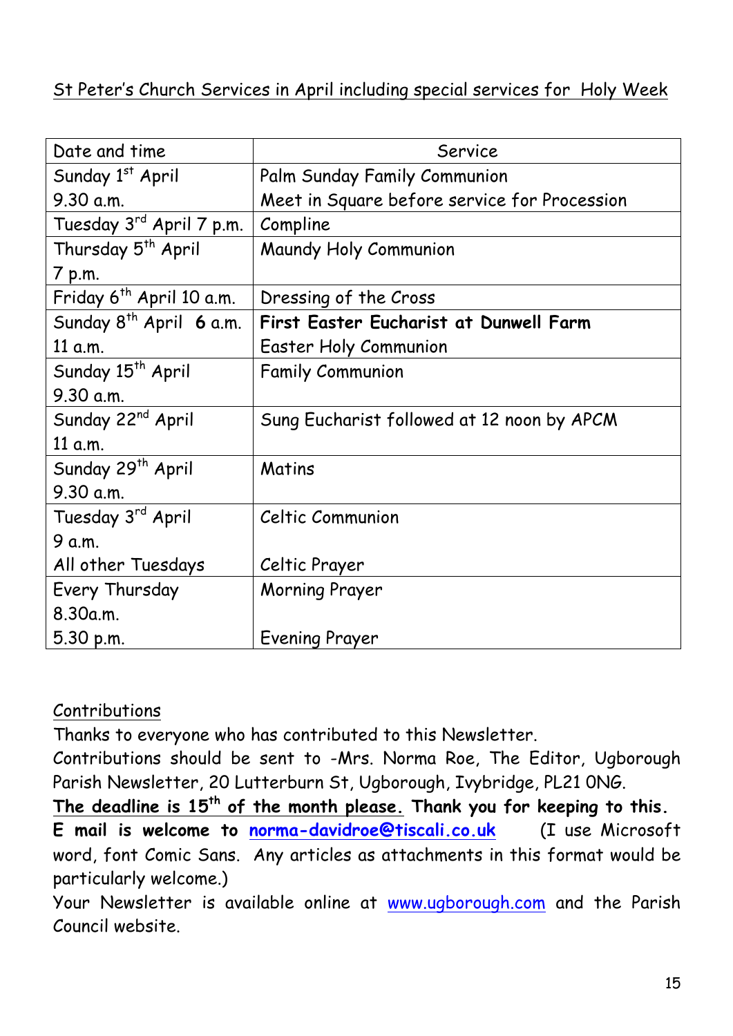St Peter's Church Services in April including special services for Holy Week

| Date and time | Service |
|---|---|
| Sunday 1st April<br>9.30 a.m. | Palm Sunday Family Communion<br>Meet in Square before service for Procession |
| Tuesday 3rd April 7 p.m. | Compline |
| Thursday 5th April<br>7 p.m. | Maundy Holy Communion |
| Friday 6th April 10 a.m. | Dressing of the Cross |
| Sunday 8th April **6** a.m.<br>11 a.m. | **First Easter Eucharist at Dunwell Farm**<br>Easter Holy Communion |
| Sunday 15th April<br>9.30 a.m. | Family Communion |
| Sunday 22nd April<br>11 a.m. | Sung Eucharist followed at 12 noon by APCM |
| Sunday 29th April<br>9.30 a.m. | Matins |
| Tuesday 3rd April<br>9 a.m.<br>All other Tuesdays | Celtic Communion<br><br>Celtic Prayer |
| Every Thursday<br>8.30a.m.<br>5.30 p.m. | Morning Prayer<br><br>Evening Prayer |

Contributions

Thanks to everyone who has contributed to this Newsletter.

Contributions should be sent to -Mrs. Norma Roe, The Editor, Ugborough Parish Newsletter, 20 Lutterburn St, Ugborough, Ivybridge, PL21 0NG.

**The deadline is 15th of the month please. Thank you for keeping to this.**

**E mail is welcome to norma-davidroe@tiscali.co.uk** (I use Microsoft word, font Comic Sans. Any articles as attachments in this format would be particularly welcome.)

Your Newsletter is available online at www.ugborough.com and the Parish Council website.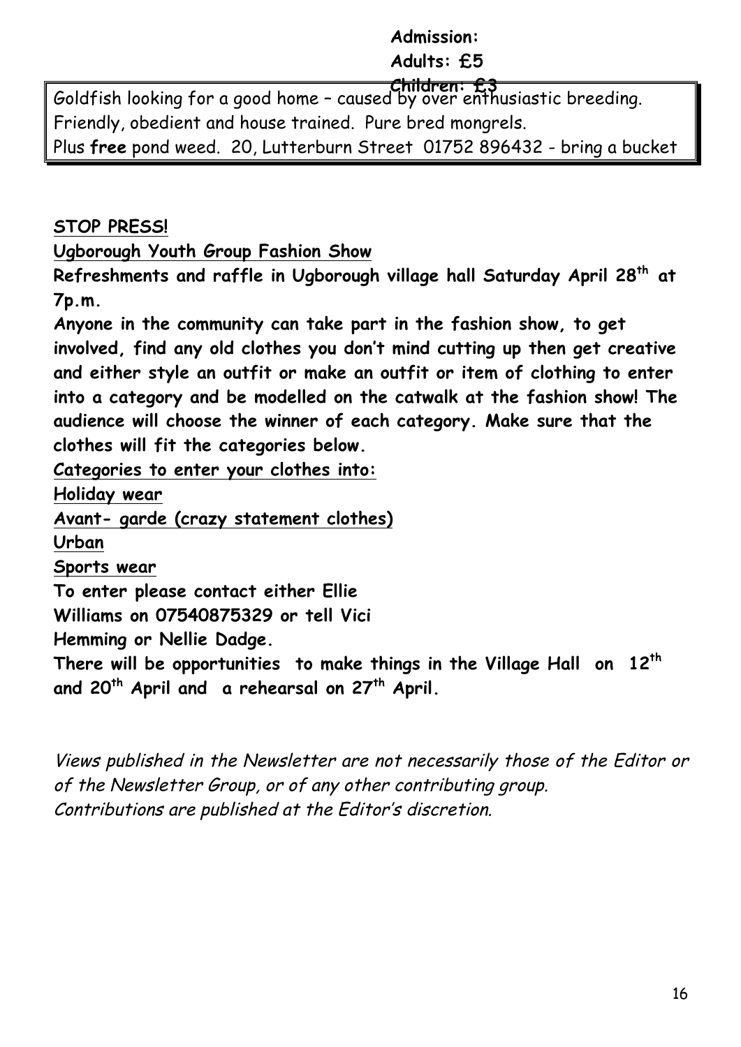**Admission:**
**Adults: £5**
**Children: £3**

Goldfish looking for a good home – caused by over enthusiastic breeding. Friendly, obedient and house trained. Pure bred mongrels.
Plus **free** pond weed. 20, Lutterburn Street 01752 896432 - bring a bucket

**STOP PRESS!**

**Ugborough Youth Group Fashion Show**

**Refreshments and raffle in Ugborough village hall Saturday April 28th at 7p.m.**

**Anyone in the community can take part in the fashion show, to get involved, find any old clothes you don't mind cutting up then get creative and either style an outfit or make an outfit or item of clothing to enter into a category and be modelled on the catwalk at the fashion show! The audience will choose the winner of each category. Make sure that the clothes will fit the categories below.**

**Categories to enter your clothes into:**

**Holiday wear**

**Avant- garde (crazy statement clothes)**

**Urban**

**Sports wear**

**To enter please contact either Ellie Williams on 07540875329 or tell Vici Hemming or Nellie Dadge.**

**There will be opportunities to make things in the Village Hall on 12th and 20th April and a rehearsal on 27th April.**

*Views published in the Newsletter are not necessarily those of the Editor or of the Newsletter Group, or of any other contributing group. Contributions are published at the Editor's discretion.*